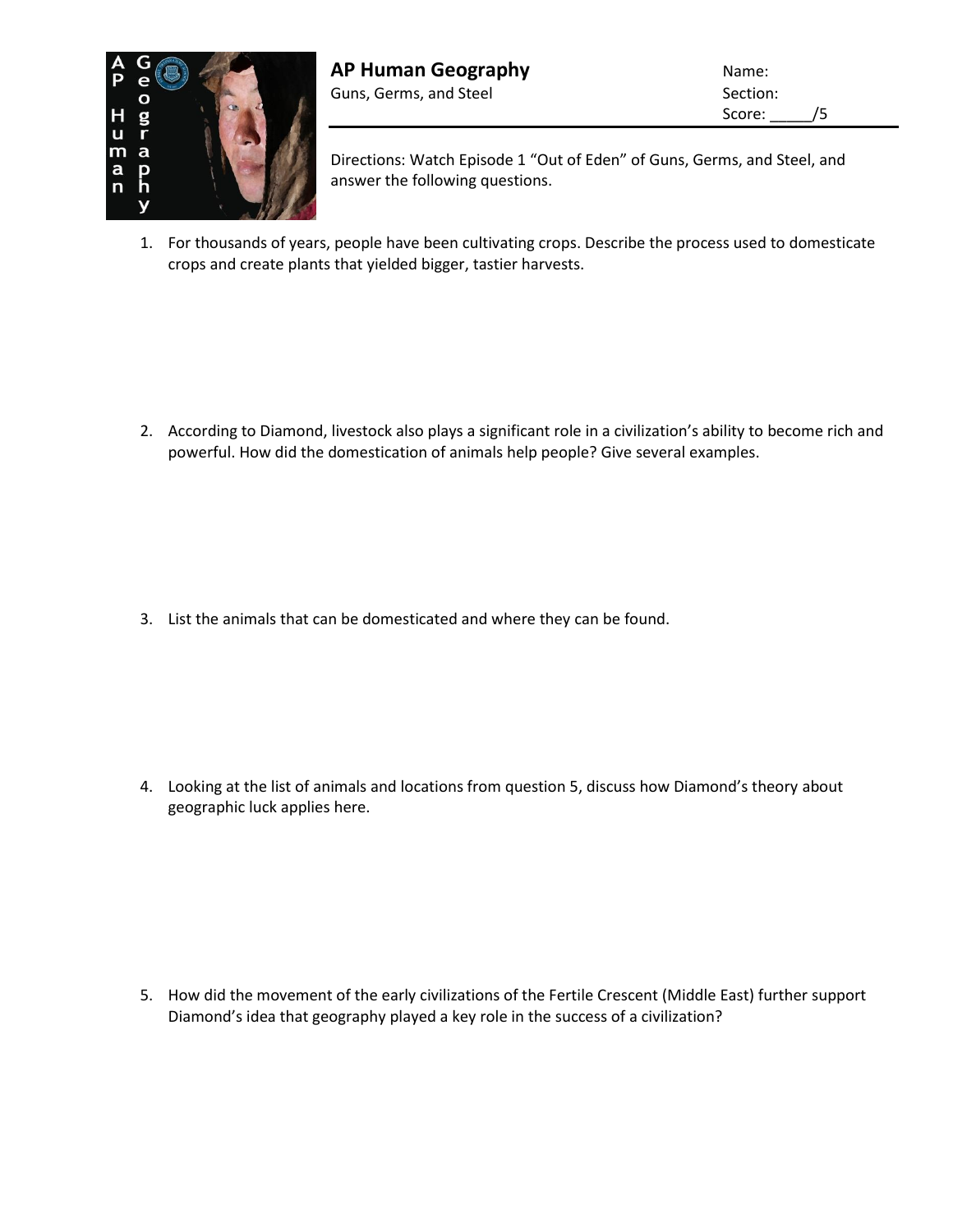# AP Human Geography

Guns, Germs, and Steel

Name:

Section:

Score: _____/5

Directions: Watch Episode 1 "Out of Eden" of Guns, Germs, and Steel, and answer the following questions.

1. For thousands of years, people have been cultivating crops. Describe the process used to domesticate crops and create plants that yielded bigger, tastier harvests.

2. According to Diamond, livestock also plays a significant role in a civilization's ability to become rich and powerful. How did the domestication of animals help people? Give several examples.

3. List the animals that can be domesticated and where they can be found.

4. Looking at the list of animals and locations from question 5, discuss how Diamond's theory about geographic luck applies here.

5. How did the movement of the early civilizations of the Fertile Crescent (Middle East) further support Diamond's idea that geography played a key role in the success of a civilization?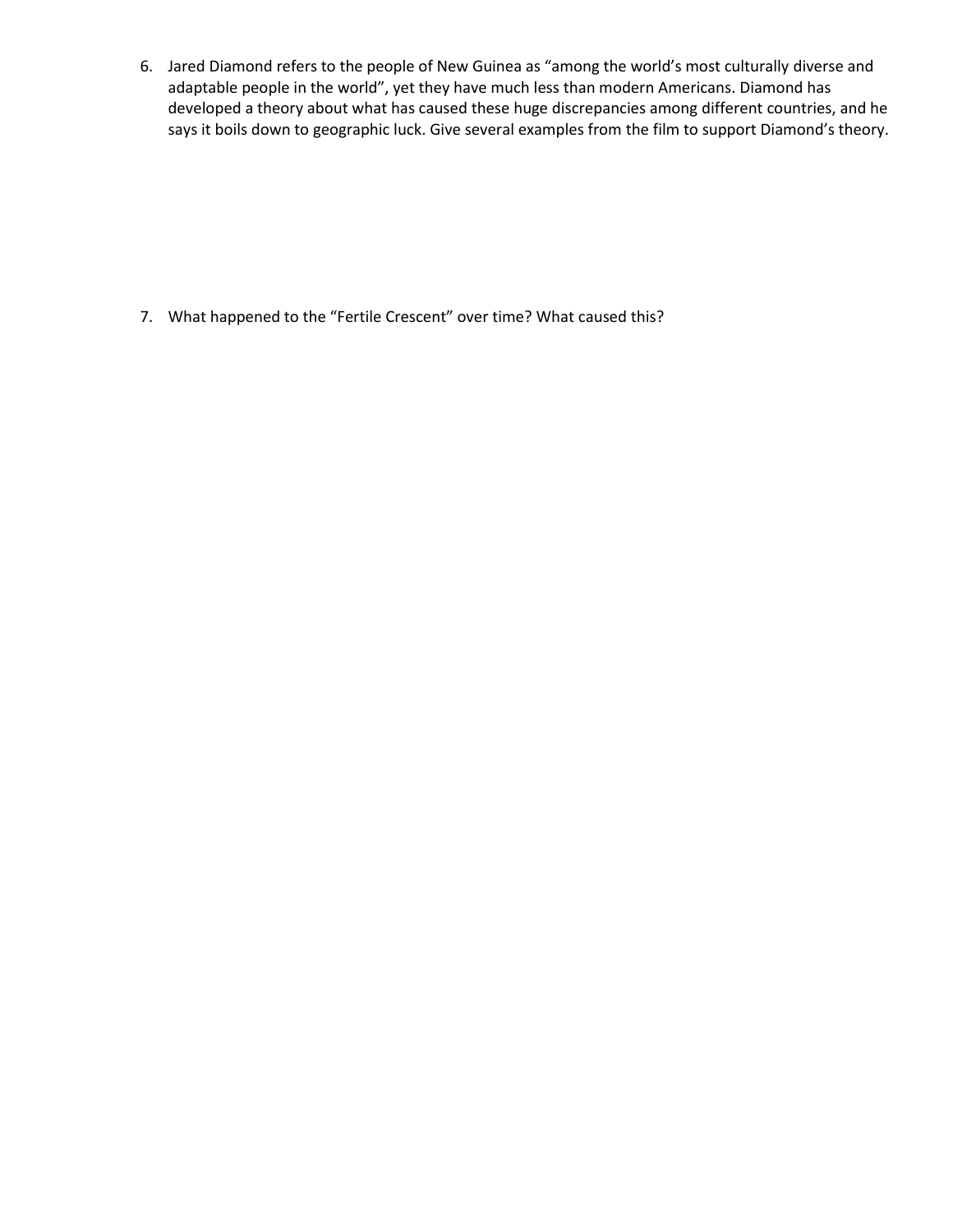6. Jared Diamond refers to the people of New Guinea as "among the world's most culturally diverse and adaptable people in the world", yet they have much less than modern Americans. Diamond has developed a theory about what has caused these huge discrepancies among different countries, and he says it boils down to geographic luck. Give several examples from the film to support Diamond's theory.

7. What happened to the "Fertile Crescent" over time? What caused this?